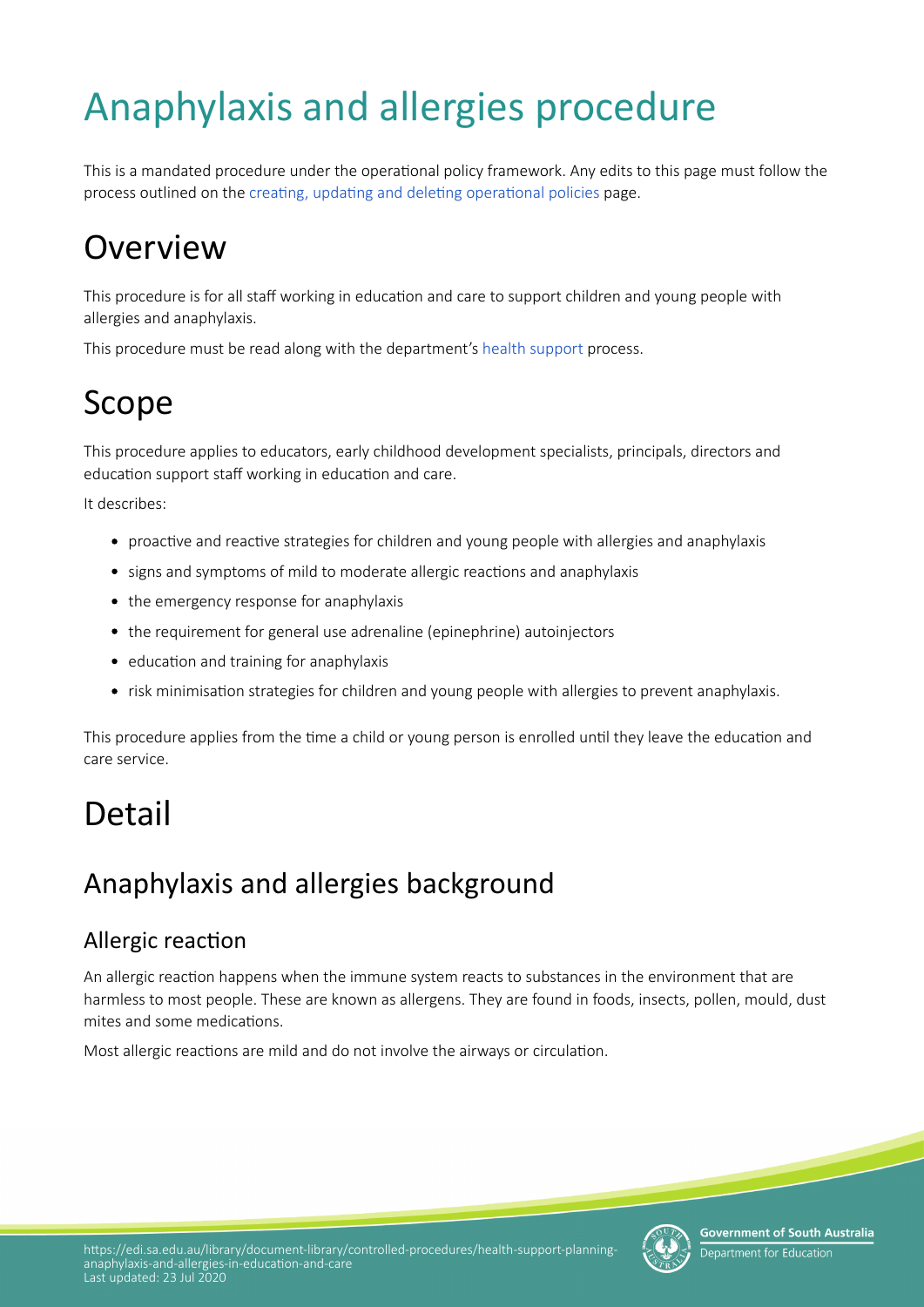# Anaphylaxis and allergies procedure

This is a mandated procedure under the operational policy framework. Any edits to this page must follow the process outlined on the creating, updating and deleting operational policies page.

# Overview

This procedure is for all staff working in education and care to support children and young people with allergies and anaphylaxis.

This procedure must be read along with the department's health support process.

# Scope

This procedure applies to educators, early childhood development specialists, principals, directors and education support staff working in education and care.

It describes:

- proactive and reactive strategies for children and young people with allergies and anaphylaxis
- signs and symptoms of mild to moderate allergic reactions and anaphylaxis
- the emergency response for anaphylaxis
- the requirement for general use adrenaline (epinephrine) autoinjectors
- education and training for anaphylaxis
- risk minimisation strategies for children and young people with allergies to prevent anaphylaxis.

This procedure applies from the time a child or young person is enrolled until they leave the education and care service.

# Detail

## Anaphylaxis and allergies background

### Allergic reaction

An allergic reaction happens when the immune system reacts to substances in the environment that are harmless to most people. These are known as allergens. They are found in foods, insects, pollen, mould, dust mites and some medications.

Most allergic reactions are mild and do not involve the airways or circulation.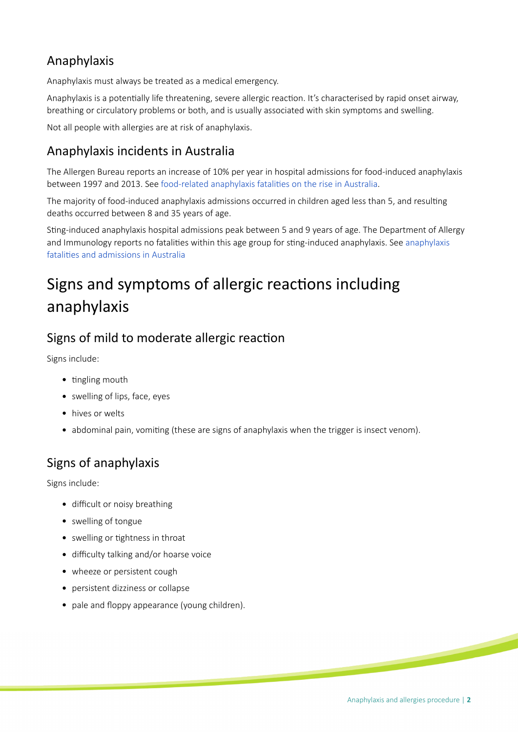## Anaphylaxis

Anaphylaxis must always be treated as a medical emergency.

Anaphylaxis is a potentially life threatening, severe allergic reaction. It's characterised by rapid onset airway, breathing or circulatory problems or both, and is usually associated with skin symptoms and swelling.

Not all people with allergies are at risk of anaphylaxis.

## Anaphylaxis incidents in Australia

The Allergen Bureau reports an increase of 10% per year in hospital admissions for food-induced anaphylaxis between 1997 and 2013. See food-related anaphylaxis fatalities on the rise in Australia.

The majority of food-induced anaphylaxis admissions occurred in children aged less than 5, and resulting deaths occurred between 8 and 35 years of age.

Sting-induced anaphylaxis hospital admissions peak between 5 and 9 years of age. The Department of Allergy and Immunology reports no fatalities within this age group for sting-induced anaphylaxis. See anaphylaxis fatalities and admissions in Australia

# Signs and symptoms of allergic reactions including anaphylaxis

## Signs of mild to moderate allergic reaction

Signs include:

- tingling mouth
- swelling of lips, face, eyes
- hives or welts
- abdominal pain, vomiting (these are signs of anaphylaxis when the trigger is insect venom).

## Signs of anaphylaxis

Signs include:

- difficult or noisy breathing
- swelling of tongue
- swelling or tightness in throat
- difficulty talking and/or hoarse voice
- wheeze or persistent cough
- persistent dizziness or collapse
- pale and floppy appearance (young children).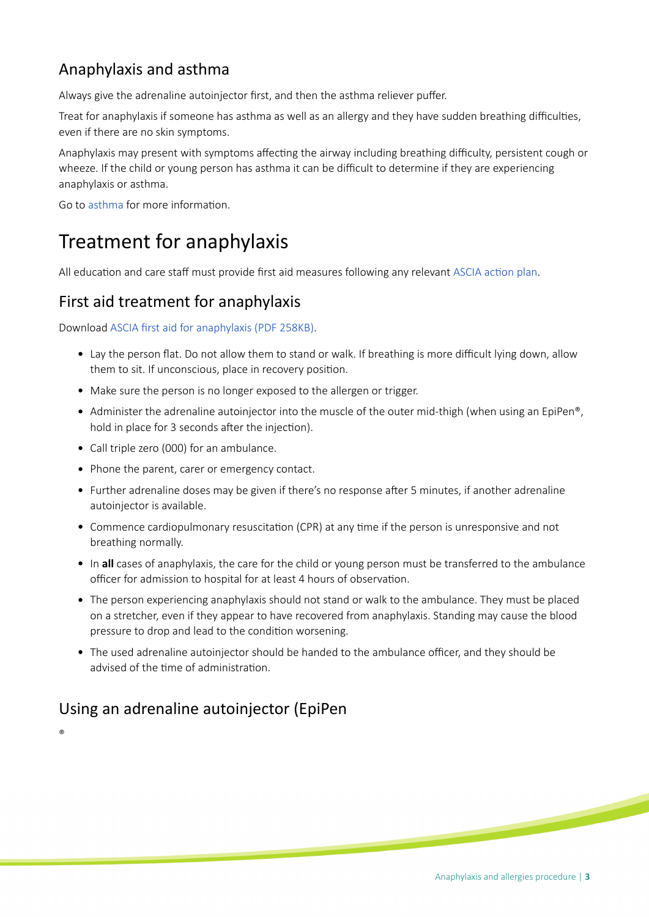## Anaphylaxis and asthma

Always give the adrenaline autoinjector first, and then the asthma reliever puffer.

Treat for anaphylaxis if someone has asthma as well as an allergy and they have sudden breathing difficulties, even if there are no skin symptoms.

Anaphylaxis may present with symptoms affecting the airway including breathing difficulty, persistent cough or wheeze. If the child or young person has asthma it can be difficult to determine if they are experiencing anaphylaxis or asthma.

Go to asthma for more information.

# Treatment for anaphylaxis

All education and care staff must provide first aid measures following any relevant ASCIA action plan.

## First aid treatment for anaphylaxis

Download ASCIA first aid for anaphylaxis (PDF 258KB).

- Lay the person flat. Do not allow them to stand or walk. If breathing is more difficult lying down, allow them to sit. If unconscious, place in recovery position.
- Make sure the person is no longer exposed to the allergen or trigger.
- Administer the adrenaline autoinjector into the muscle of the outer mid-thigh (when using an EpiPen®, hold in place for 3 seconds after the injection).
- Call triple zero (000) for an ambulance.
- Phone the parent, carer or emergency contact.
- Further adrenaline doses may be given if there's no response after 5 minutes, if another adrenaline autoinjector is available.
- Commence cardiopulmonary resuscitation (CPR) at any time if the person is unresponsive and not breathing normally.
- In **all** cases of anaphylaxis, the care for the child or young person must be transferred to the ambulance officer for admission to hospital for at least 4 hours of observation.
- The person experiencing anaphylaxis should not stand or walk to the ambulance. They must be placed on a stretcher, even if they appear to have recovered from anaphylaxis. Standing may cause the blood pressure to drop and lead to the condition worsening.
- The used adrenaline autoinjector should be handed to the ambulance officer, and they should be advised of the time of administration.

## Using an adrenaline autoinjector (EpiPen

®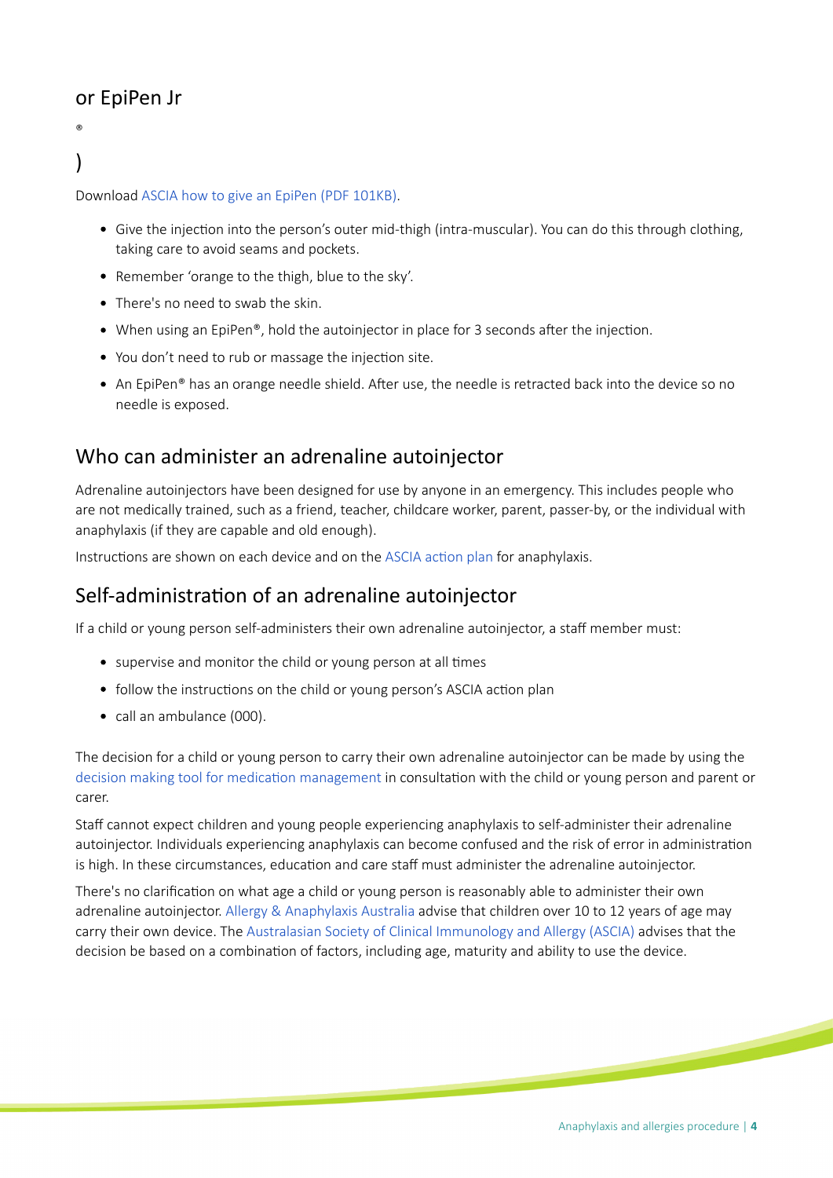## or EpiPen Jr®)

Download ASCIA how to give an EpiPen (PDF 101KB).

- Give the injection into the person's outer mid-thigh (intra-muscular). You can do this through clothing, taking care to avoid seams and pockets.
- Remember 'orange to the thigh, blue to the sky'.
- There's no need to swab the skin.
- When using an EpiPen®, hold the autoinjector in place for 3 seconds after the injection.
- You don't need to rub or massage the injection site.
- An EpiPen® has an orange needle shield. After use, the needle is retracted back into the device so no needle is exposed.

## Who can administer an adrenaline autoinjector

Adrenaline autoinjectors have been designed for use by anyone in an emergency. This includes people who are not medically trained, such as a friend, teacher, childcare worker, parent, passer-by, or the individual with anaphylaxis (if they are capable and old enough).

Instructions are shown on each device and on the ASCIA action plan for anaphylaxis.

## Self-administration of an adrenaline autoinjector

If a child or young person self-administers their own adrenaline autoinjector, a staff member must:

- supervise and monitor the child or young person at all times
- follow the instructions on the child or young person's ASCIA action plan
- call an ambulance (000).

The decision for a child or young person to carry their own adrenaline autoinjector can be made by using the decision making tool for medication management in consultation with the child or young person and parent or carer.

Staff cannot expect children and young people experiencing anaphylaxis to self-administer their adrenaline autoinjector. Individuals experiencing anaphylaxis can become confused and the risk of error in administration is high. In these circumstances, education and care staff must administer the adrenaline autoinjector.

There's no clarification on what age a child or young person is reasonably able to administer their own adrenaline autoinjector. Allergy & Anaphylaxis Australia advise that children over 10 to 12 years of age may carry their own device. The Australasian Society of Clinical Immunology and Allergy (ASCIA) advises that the decision be based on a combination of factors, including age, maturity and ability to use the device.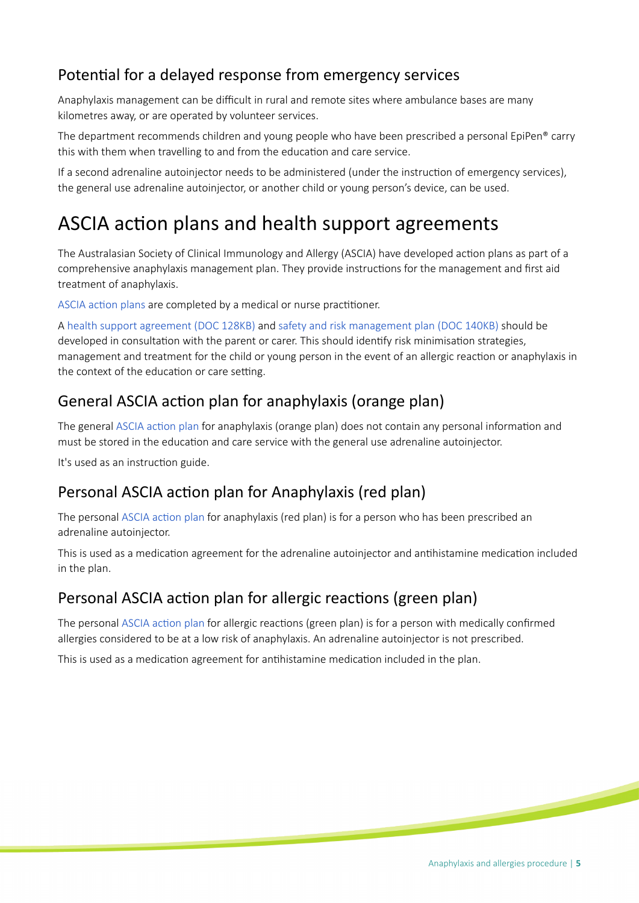## Potential for a delayed response from emergency services

Anaphylaxis management can be difficult in rural and remote sites where ambulance bases are many kilometres away, or are operated by volunteer services.

The department recommends children and young people who have been prescribed a personal EpiPen® carry this with them when travelling to and from the education and care service.

If a second adrenaline autoinjector needs to be administered (under the instruction of emergency services), the general use adrenaline autoinjector, or another child or young person's device, can be used.

# ASCIA action plans and health support agreements

The Australasian Society of Clinical Immunology and Allergy (ASCIA) have developed action plans as part of a comprehensive anaphylaxis management plan. They provide instructions for the management and first aid treatment of anaphylaxis.

ASCIA action plans are completed by a medical or nurse practitioner.

A health support agreement (DOC 128KB) and safety and risk management plan (DOC 140KB) should be developed in consultation with the parent or carer. This should identify risk minimisation strategies, management and treatment for the child or young person in the event of an allergic reaction or anaphylaxis in the context of the education or care setting.

## General ASCIA action plan for anaphylaxis (orange plan)

The general ASCIA action plan for anaphylaxis (orange plan) does not contain any personal information and must be stored in the education and care service with the general use adrenaline autoinjector.

It's used as an instruction guide.

## Personal ASCIA action plan for Anaphylaxis (red plan)

The personal ASCIA action plan for anaphylaxis (red plan) is for a person who has been prescribed an adrenaline autoinjector.

This is used as a medication agreement for the adrenaline autoinjector and antihistamine medication included in the plan.

## Personal ASCIA action plan for allergic reactions (green plan)

The personal ASCIA action plan for allergic reactions (green plan) is for a person with medically confirmed allergies considered to be at a low risk of anaphylaxis. An adrenaline autoinjector is not prescribed.

This is used as a medication agreement for antihistamine medication included in the plan.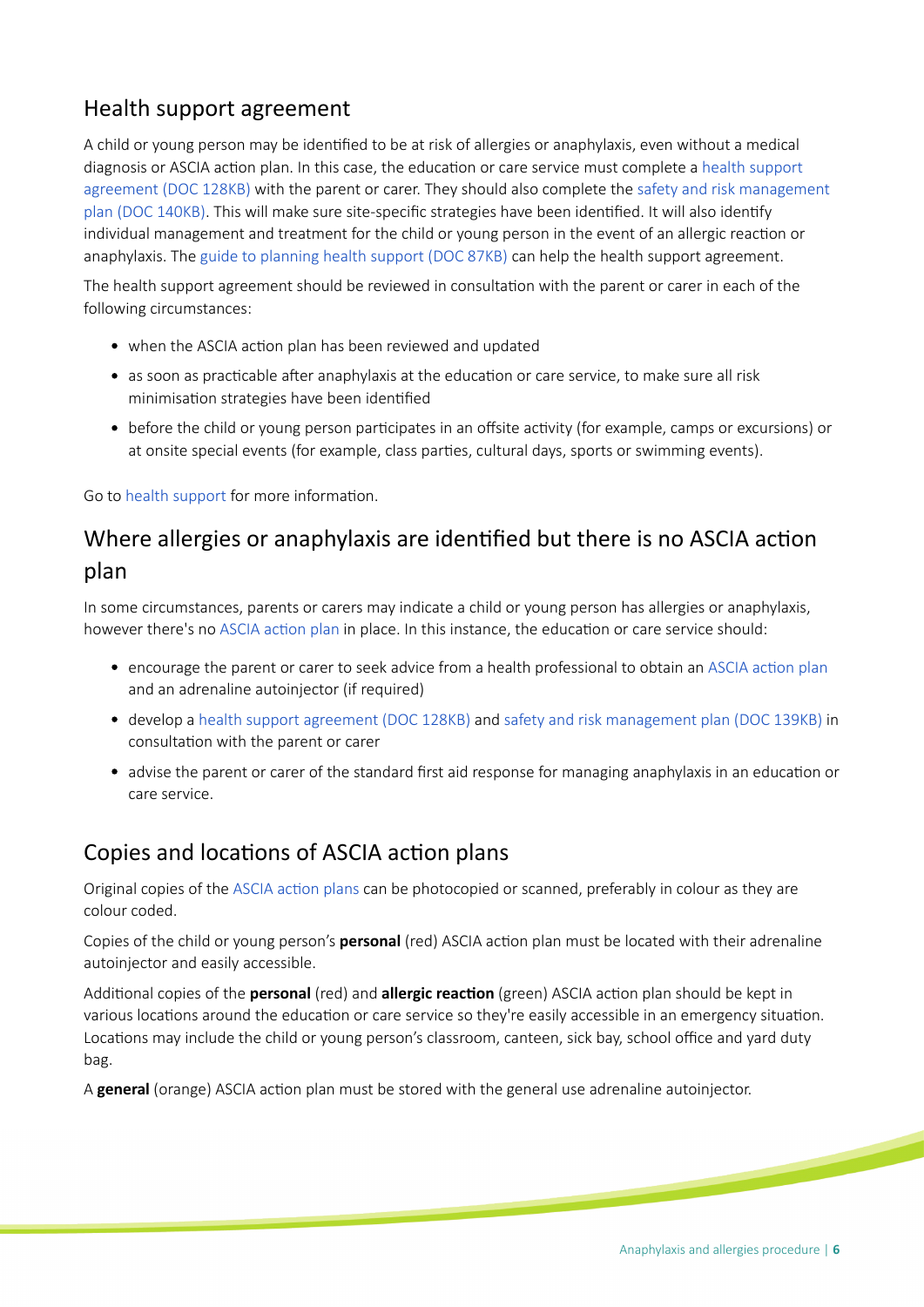## Health support agreement

A child or young person may be identified to be at risk of allergies or anaphylaxis, even without a medical diagnosis or ASCIA action plan. In this case, the education or care service must complete a health support agreement (DOC 128KB) with the parent or carer. They should also complete the safety and risk management plan (DOC 140KB). This will make sure site-specific strategies have been identified. It will also identify individual management and treatment for the child or young person in the event of an allergic reaction or anaphylaxis. The guide to planning health support (DOC 87KB) can help the health support agreement.

The health support agreement should be reviewed in consultation with the parent or carer in each of the following circumstances:

- when the ASCIA action plan has been reviewed and updated
- as soon as practicable after anaphylaxis at the education or care service, to make sure all risk minimisation strategies have been identified
- before the child or young person participates in an offsite activity (for example, camps or excursions) or at onsite special events (for example, class parties, cultural days, sports or swimming events).

Go to health support for more information.

## Where allergies or anaphylaxis are identified but there is no ASCIA action plan

In some circumstances, parents or carers may indicate a child or young person has allergies or anaphylaxis, however there's no ASCIA action plan in place. In this instance, the education or care service should:

- encourage the parent or carer to seek advice from a health professional to obtain an ASCIA action plan and an adrenaline autoinjector (if required)
- develop a health support agreement (DOC 128KB) and safety and risk management plan (DOC 139KB) in consultation with the parent or carer
- advise the parent or carer of the standard first aid response for managing anaphylaxis in an education or care service.

## Copies and locations of ASCIA action plans

Original copies of the ASCIA action plans can be photocopied or scanned, preferably in colour as they are colour coded.

Copies of the child or young person's **personal** (red) ASCIA action plan must be located with their adrenaline autoinjector and easily accessible.

Additional copies of the **personal** (red) and **allergic reaction** (green) ASCIA action plan should be kept in various locations around the education or care service so they're easily accessible in an emergency situation. Locations may include the child or young person's classroom, canteen, sick bay, school office and yard duty bag.

A **general** (orange) ASCIA action plan must be stored with the general use adrenaline autoinjector.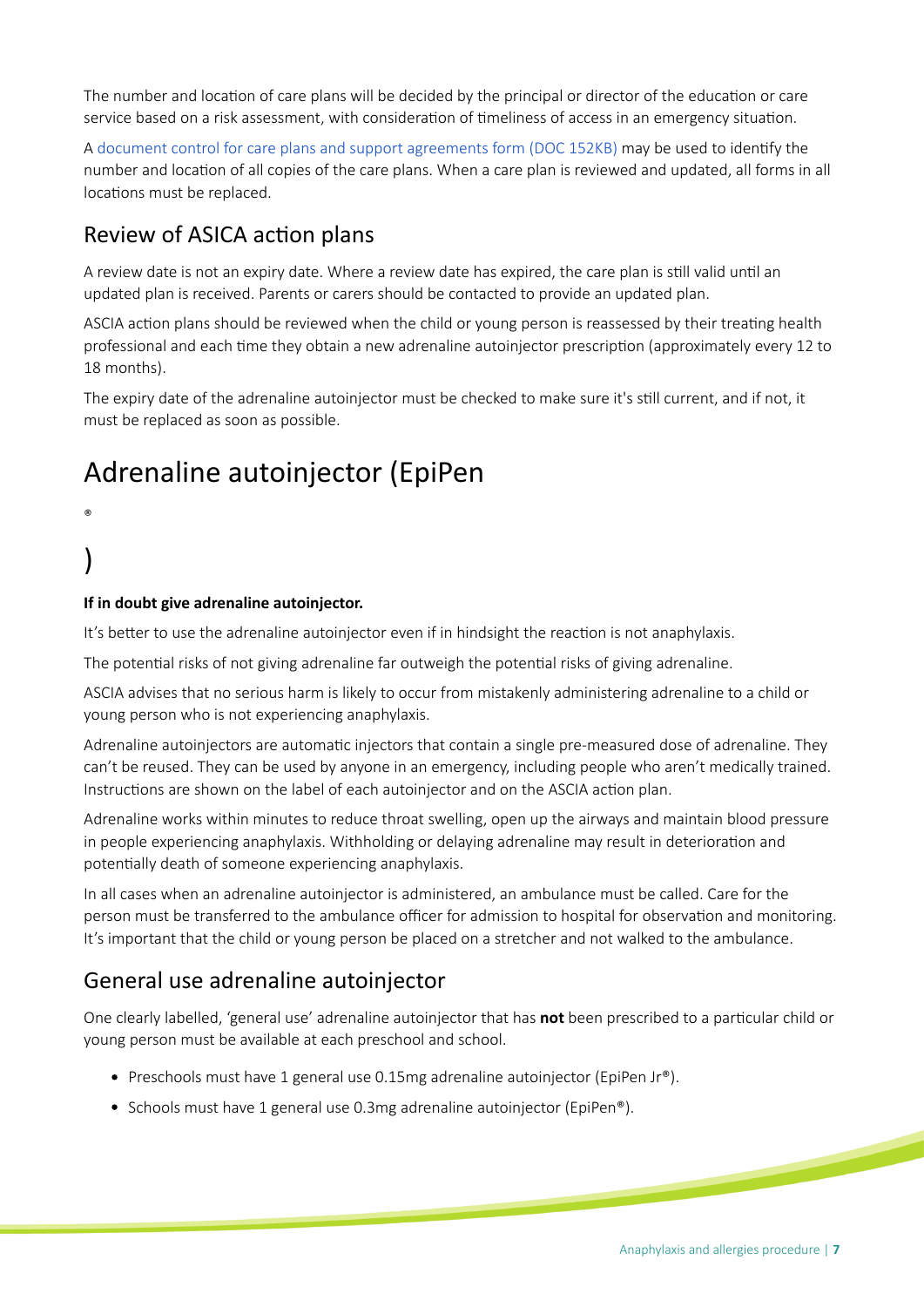The number and location of care plans will be decided by the principal or director of the education or care service based on a risk assessment, with consideration of timeliness of access in an emergency situation.

A document control for care plans and support agreements form (DOC 152KB) may be used to identify the number and location of all copies of the care plans. When a care plan is reviewed and updated, all forms in all locations must be replaced.

## Review of ASICA action plans

A review date is not an expiry date. Where a review date has expired, the care plan is still valid until an updated plan is received. Parents or carers should be contacted to provide an updated plan.

ASCIA action plans should be reviewed when the child or young person is reassessed by their treating health professional and each time they obtain a new adrenaline autoinjector prescription (approximately every 12 to 18 months).

The expiry date of the adrenaline autoinjector must be checked to make sure it's still current, and if not, it must be replaced as soon as possible.

# Adrenaline autoinjector (EpiPen®)

**If in doubt give adrenaline autoinjector.**

It's better to use the adrenaline autoinjector even if in hindsight the reaction is not anaphylaxis.

The potential risks of not giving adrenaline far outweigh the potential risks of giving adrenaline.

ASCIA advises that no serious harm is likely to occur from mistakenly administering adrenaline to a child or young person who is not experiencing anaphylaxis.

Adrenaline autoinjectors are automatic injectors that contain a single pre-measured dose of adrenaline. They can't be reused. They can be used by anyone in an emergency, including people who aren't medically trained. Instructions are shown on the label of each autoinjector and on the ASCIA action plan.

Adrenaline works within minutes to reduce throat swelling, open up the airways and maintain blood pressure in people experiencing anaphylaxis. Withholding or delaying adrenaline may result in deterioration and potentially death of someone experiencing anaphylaxis.

In all cases when an adrenaline autoinjector is administered, an ambulance must be called. Care for the person must be transferred to the ambulance officer for admission to hospital for observation and monitoring. It's important that the child or young person be placed on a stretcher and not walked to the ambulance.

## General use adrenaline autoinjector

One clearly labelled, 'general use' adrenaline autoinjector that has **not** been prescribed to a particular child or young person must be available at each preschool and school.

- Preschools must have 1 general use 0.15mg adrenaline autoinjector (EpiPen Jr®).
- Schools must have 1 general use 0.3mg adrenaline autoinjector (EpiPen®).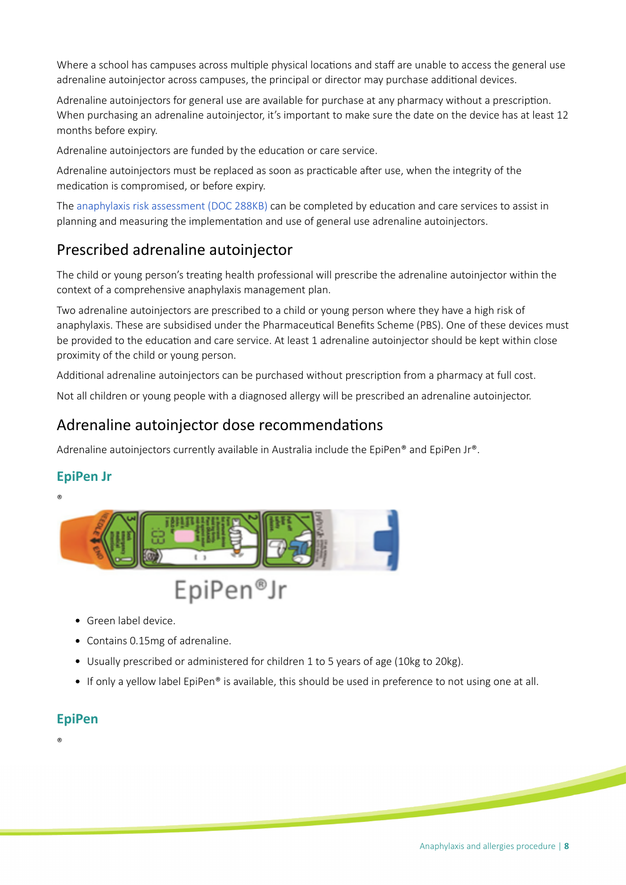Where a school has campuses across multiple physical locations and staff are unable to access the general use adrenaline autoinjector across campuses, the principal or director may purchase additional devices.

Adrenaline autoinjectors for general use are available for purchase at any pharmacy without a prescription. When purchasing an adrenaline autoinjector, it's important to make sure the date on the device has at least 12 months before expiry.

Adrenaline autoinjectors are funded by the education or care service.

Adrenaline autoinjectors must be replaced as soon as practicable after use, when the integrity of the medication is compromised, or before expiry.

The anaphylaxis risk assessment (DOC 288KB) can be completed by education and care services to assist in planning and measuring the implementation and use of general use adrenaline autoinjectors.

## Prescribed adrenaline autoinjector

The child or young person's treating health professional will prescribe the adrenaline autoinjector within the context of a comprehensive anaphylaxis management plan.

Two adrenaline autoinjectors are prescribed to a child or young person where they have a high risk of anaphylaxis. These are subsidised under the Pharmaceutical Benefits Scheme (PBS). One of these devices must be provided to the education and care service. At least 1 adrenaline autoinjector should be kept within close proximity of the child or young person.

Additional adrenaline autoinjectors can be purchased without prescription from a pharmacy at full cost.

Not all children or young people with a diagnosed allergy will be prescribed an adrenaline autoinjector.

## Adrenaline autoinjector dose recommendations

Adrenaline autoinjectors currently available in Australia include the EpiPen® and EpiPen Jr®.

### EpiPen Jr®

EpiPen®Jr

- Green label device.
- Contains 0.15mg of adrenaline.
- Usually prescribed or administered for children 1 to 5 years of age (10kg to 20kg).
- If only a yellow label EpiPen® is available, this should be used in preference to not using one at all.

### EpiPen®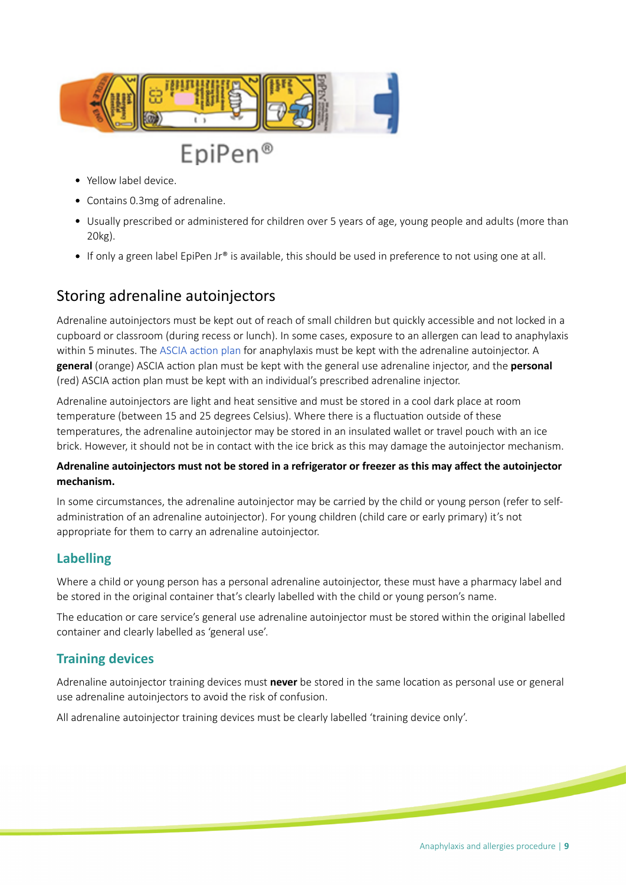EpiPen®

- Yellow label device.
- Contains 0.3mg of adrenaline.
- Usually prescribed or administered for children over 5 years of age, young people and adults (more than 20kg).
- If only a green label EpiPen Jr® is available, this should be used in preference to not using one at all.

## Storing adrenaline autoinjectors

Adrenaline autoinjectors must be kept out of reach of small children but quickly accessible and not locked in a cupboard or classroom (during recess or lunch). In some cases, exposure to an allergen can lead to anaphylaxis within 5 minutes. The ASCIA action plan for anaphylaxis must be kept with the adrenaline autoinjector. A **general** (orange) ASCIA action plan must be kept with the general use adrenaline injector, and the **personal** (red) ASCIA action plan must be kept with an individual's prescribed adrenaline injector.

Adrenaline autoinjectors are light and heat sensitive and must be stored in a cool dark place at room temperature (between 15 and 25 degrees Celsius). Where there is a fluctuation outside of these temperatures, the adrenaline autoinjector may be stored in an insulated wallet or travel pouch with an ice brick. However, it should not be in contact with the ice brick as this may damage the autoinjector mechanism.

**Adrenaline autoinjectors must not be stored in a refrigerator or freezer as this may affect the autoinjector mechanism.**

In some circumstances, the adrenaline autoinjector may be carried by the child or young person (refer to self-administration of an adrenaline autoinjector). For young children (child care or early primary) it's not appropriate for them to carry an adrenaline autoinjector.

### Labelling

Where a child or young person has a personal adrenaline autoinjector, these must have a pharmacy label and be stored in the original container that's clearly labelled with the child or young person's name.

The education or care service's general use adrenaline autoinjector must be stored within the original labelled container and clearly labelled as 'general use'.

### Training devices

Adrenaline autoinjector training devices must **never** be stored in the same location as personal use or general use adrenaline autoinjectors to avoid the risk of confusion.

All adrenaline autoinjector training devices must be clearly labelled 'training device only'.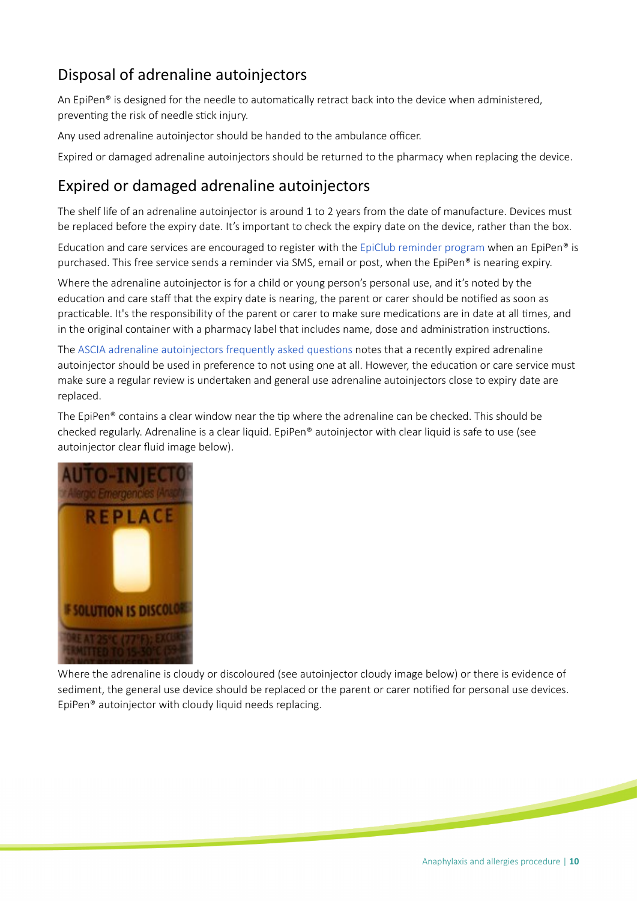## Disposal of adrenaline autoinjectors

An EpiPen® is designed for the needle to automatically retract back into the device when administered, preventing the risk of needle stick injury.

Any used adrenaline autoinjector should be handed to the ambulance officer.

Expired or damaged adrenaline autoinjectors should be returned to the pharmacy when replacing the device.

## Expired or damaged adrenaline autoinjectors

The shelf life of an adrenaline autoinjector is around 1 to 2 years from the date of manufacture. Devices must be replaced before the expiry date. It's important to check the expiry date on the device, rather than the box.

Education and care services are encouraged to register with the EpiClub reminder program when an EpiPen® is purchased. This free service sends a reminder via SMS, email or post, when the EpiPen® is nearing expiry.

Where the adrenaline autoinjector is for a child or young person's personal use, and it's noted by the education and care staff that the expiry date is nearing, the parent or carer should be notified as soon as practicable. It's the responsibility of the parent or carer to make sure medications are in date at all times, and in the original container with a pharmacy label that includes name, dose and administration instructions.

The ASCIA adrenaline autoinjectors frequently asked questions notes that a recently expired adrenaline autoinjector should be used in preference to not using one at all. However, the education or care service must make sure a regular review is undertaken and general use adrenaline autoinjectors close to expiry date are replaced.

The EpiPen® contains a clear window near the tip where the adrenaline can be checked. This should be checked regularly. Adrenaline is a clear liquid. EpiPen® autoinjector with clear liquid is safe to use (see autoinjector clear fluid image below).

Where the adrenaline is cloudy or discoloured (see autoinjector cloudy image below) or there is evidence of sediment, the general use device should be replaced or the parent or carer notified for personal use devices. EpiPen® autoinjector with cloudy liquid needs replacing.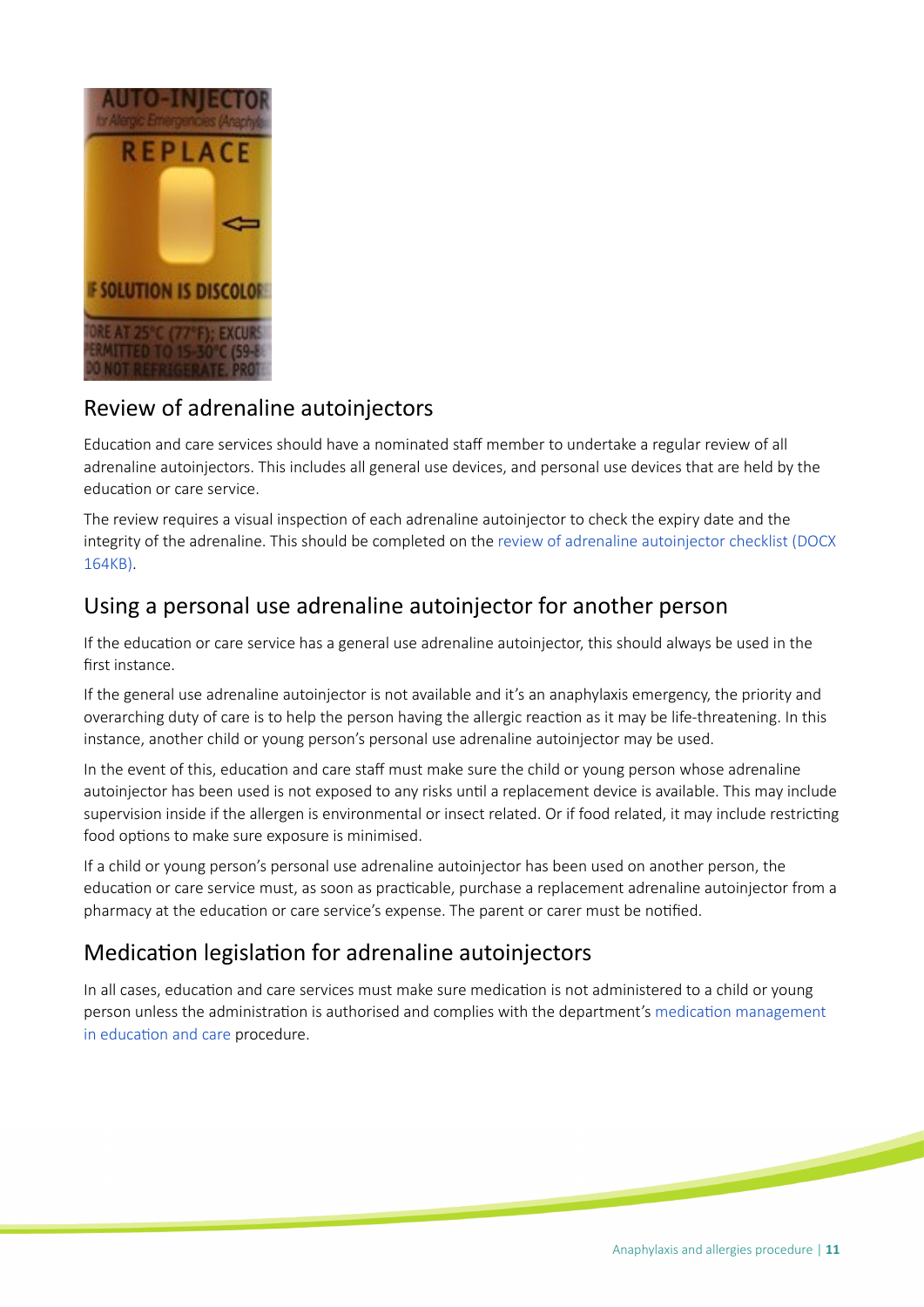## Review of adrenaline autoinjectors

Education and care services should have a nominated staff member to undertake a regular review of all adrenaline autoinjectors. This includes all general use devices, and personal use devices that are held by the education or care service.

The review requires a visual inspection of each adrenaline autoinjector to check the expiry date and the integrity of the adrenaline. This should be completed on the review of adrenaline autoinjector checklist (DOCX 164KB).

## Using a personal use adrenaline autoinjector for another person

If the education or care service has a general use adrenaline autoinjector, this should always be used in the first instance.

If the general use adrenaline autoinjector is not available and it's an anaphylaxis emergency, the priority and overarching duty of care is to help the person having the allergic reaction as it may be life-threatening. In this instance, another child or young person's personal use adrenaline autoinjector may be used.

In the event of this, education and care staff must make sure the child or young person whose adrenaline autoinjector has been used is not exposed to any risks until a replacement device is available. This may include supervision inside if the allergen is environmental or insect related. Or if food related, it may include restricting food options to make sure exposure is minimised.

If a child or young person's personal use adrenaline autoinjector has been used on another person, the education or care service must, as soon as practicable, purchase a replacement adrenaline autoinjector from a pharmacy at the education or care service's expense. The parent or carer must be notified.

## Medication legislation for adrenaline autoinjectors

In all cases, education and care services must make sure medication is not administered to a child or young person unless the administration is authorised and complies with the department's medication management in education and care procedure.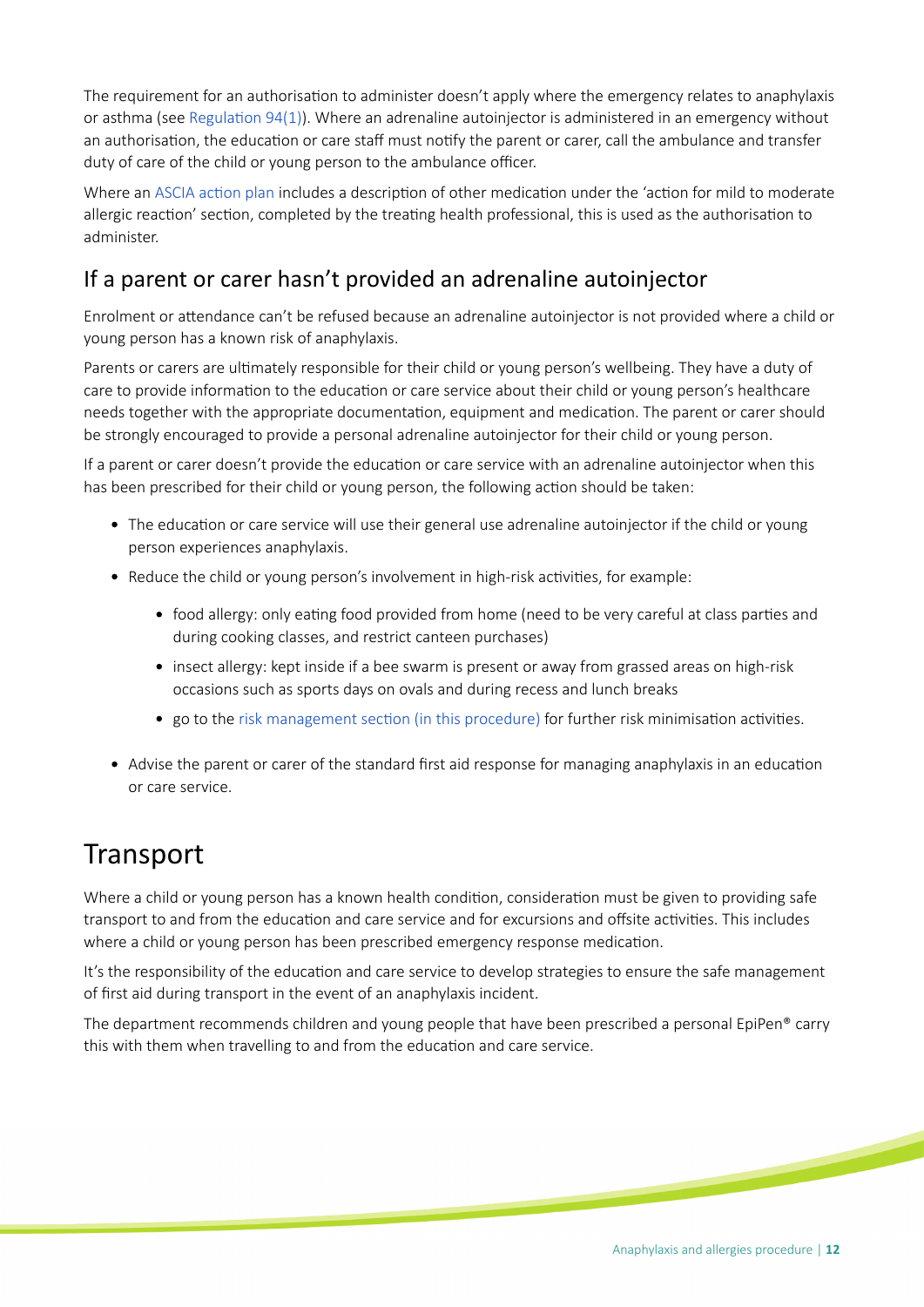The requirement for an authorisation to administer doesn't apply where the emergency relates to anaphylaxis or asthma (see Regulation 94(1)). Where an adrenaline autoinjector is administered in an emergency without an authorisation, the education or care staff must notify the parent or carer, call the ambulance and transfer duty of care of the child or young person to the ambulance officer.

Where an ASCIA action plan includes a description of other medication under the 'action for mild to moderate allergic reaction' section, completed by the treating health professional, this is used as the authorisation to administer.

## If a parent or carer hasn't provided an adrenaline autoinjector

Enrolment or attendance can't be refused because an adrenaline autoinjector is not provided where a child or young person has a known risk of anaphylaxis.

Parents or carers are ultimately responsible for their child or young person's wellbeing. They have a duty of care to provide information to the education or care service about their child or young person's healthcare needs together with the appropriate documentation, equipment and medication. The parent or carer should be strongly encouraged to provide a personal adrenaline autoinjector for their child or young person.

If a parent or carer doesn't provide the education or care service with an adrenaline autoinjector when this has been prescribed for their child or young person, the following action should be taken:

- The education or care service will use their general use adrenaline autoinjector if the child or young person experiences anaphylaxis.
- Reduce the child or young person's involvement in high-risk activities, for example:
    - food allergy: only eating food provided from home (need to be very careful at class parties and during cooking classes, and restrict canteen purchases)
    - insect allergy: kept inside if a bee swarm is present or away from grassed areas on high-risk occasions such as sports days on ovals and during recess and lunch breaks
    - go to the risk management section (in this procedure) for further risk minimisation activities.
- Advise the parent or carer of the standard first aid response for managing anaphylaxis in an education or care service.

# Transport

Where a child or young person has a known health condition, consideration must be given to providing safe transport to and from the education and care service and for excursions and offsite activities. This includes where a child or young person has been prescribed emergency response medication.

It's the responsibility of the education and care service to develop strategies to ensure the safe management of first aid during transport in the event of an anaphylaxis incident.

The department recommends children and young people that have been prescribed a personal EpiPen® carry this with them when travelling to and from the education and care service.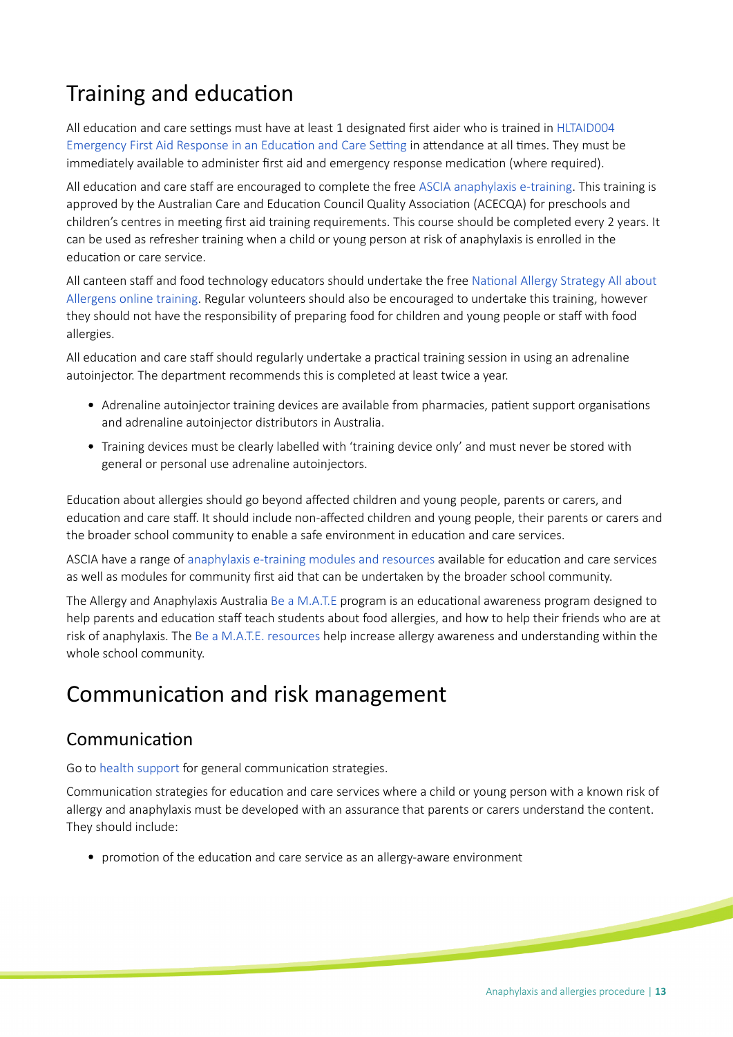# Training and education

All education and care settings must have at least 1 designated first aider who is trained in HLTAID004 Emergency First Aid Response in an Education and Care Setting in attendance at all times. They must be immediately available to administer first aid and emergency response medication (where required).

All education and care staff are encouraged to complete the free ASCIA anaphylaxis e-training. This training is approved by the Australian Care and Education Council Quality Association (ACECQA) for preschools and children's centres in meeting first aid training requirements. This course should be completed every 2 years. It can be used as refresher training when a child or young person at risk of anaphylaxis is enrolled in the education or care service.

All canteen staff and food technology educators should undertake the free National Allergy Strategy All about Allergens online training. Regular volunteers should also be encouraged to undertake this training, however they should not have the responsibility of preparing food for children and young people or staff with food allergies.

All education and care staff should regularly undertake a practical training session in using an adrenaline autoinjector. The department recommends this is completed at least twice a year.

- Adrenaline autoinjector training devices are available from pharmacies, patient support organisations and adrenaline autoinjector distributors in Australia.
- Training devices must be clearly labelled with 'training device only' and must never be stored with general or personal use adrenaline autoinjectors.

Education about allergies should go beyond affected children and young people, parents or carers, and education and care staff. It should include non-affected children and young people, their parents or carers and the broader school community to enable a safe environment in education and care services.

ASCIA have a range of anaphylaxis e-training modules and resources available for education and care services as well as modules for community first aid that can be undertaken by the broader school community.

The Allergy and Anaphylaxis Australia Be a M.A.T.E program is an educational awareness program designed to help parents and education staff teach students about food allergies, and how to help their friends who are at risk of anaphylaxis. The Be a M.A.T.E. resources help increase allergy awareness and understanding within the whole school community.

# Communication and risk management

## Communication

Go to health support for general communication strategies.

Communication strategies for education and care services where a child or young person with a known risk of allergy and anaphylaxis must be developed with an assurance that parents or carers understand the content. They should include:

- promotion of the education and care service as an allergy-aware environment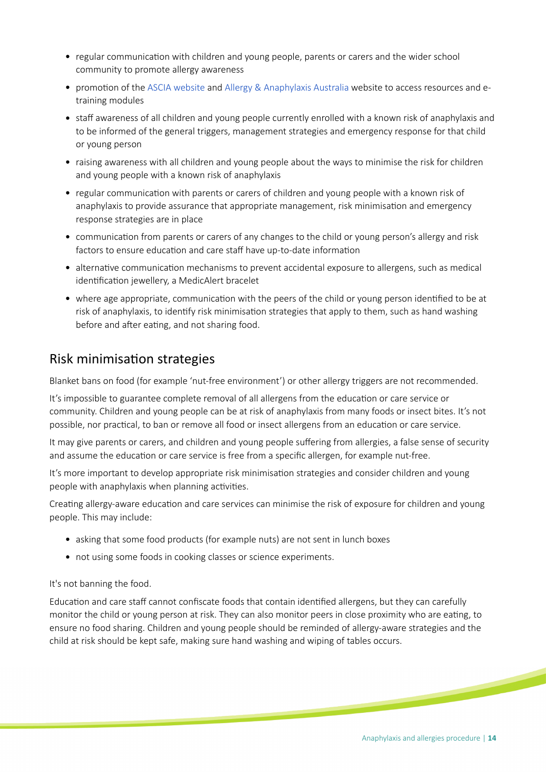- regular communication with children and young people, parents or carers and the wider school community to promote allergy awareness
- promotion of the ASCIA website and Allergy & Anaphylaxis Australia website to access resources and e-training modules
- staff awareness of all children and young people currently enrolled with a known risk of anaphylaxis and to be informed of the general triggers, management strategies and emergency response for that child or young person
- raising awareness with all children and young people about the ways to minimise the risk for children and young people with a known risk of anaphylaxis
- regular communication with parents or carers of children and young people with a known risk of anaphylaxis to provide assurance that appropriate management, risk minimisation and emergency response strategies are in place
- communication from parents or carers of any changes to the child or young person's allergy and risk factors to ensure education and care staff have up-to-date information
- alternative communication mechanisms to prevent accidental exposure to allergens, such as medical identification jewellery, a MedicAlert bracelet
- where age appropriate, communication with the peers of the child or young person identified to be at risk of anaphylaxis, to identify risk minimisation strategies that apply to them, such as hand washing before and after eating, and not sharing food.

## Risk minimisation strategies

Blanket bans on food (for example 'nut-free environment') or other allergy triggers are not recommended.

It's impossible to guarantee complete removal of all allergens from the education or care service or community. Children and young people can be at risk of anaphylaxis from many foods or insect bites. It's not possible, nor practical, to ban or remove all food or insect allergens from an education or care service.

It may give parents or carers, and children and young people suffering from allergies, a false sense of security and assume the education or care service is free from a specific allergen, for example nut-free.

It's more important to develop appropriate risk minimisation strategies and consider children and young people with anaphylaxis when planning activities.

Creating allergy-aware education and care services can minimise the risk of exposure for children and young people. This may include:

- asking that some food products (for example nuts) are not sent in lunch boxes
- not using some foods in cooking classes or science experiments.

It's not banning the food.

Education and care staff cannot confiscate foods that contain identified allergens, but they can carefully monitor the child or young person at risk. They can also monitor peers in close proximity who are eating, to ensure no food sharing. Children and young people should be reminded of allergy-aware strategies and the child at risk should be kept safe, making sure hand washing and wiping of tables occurs.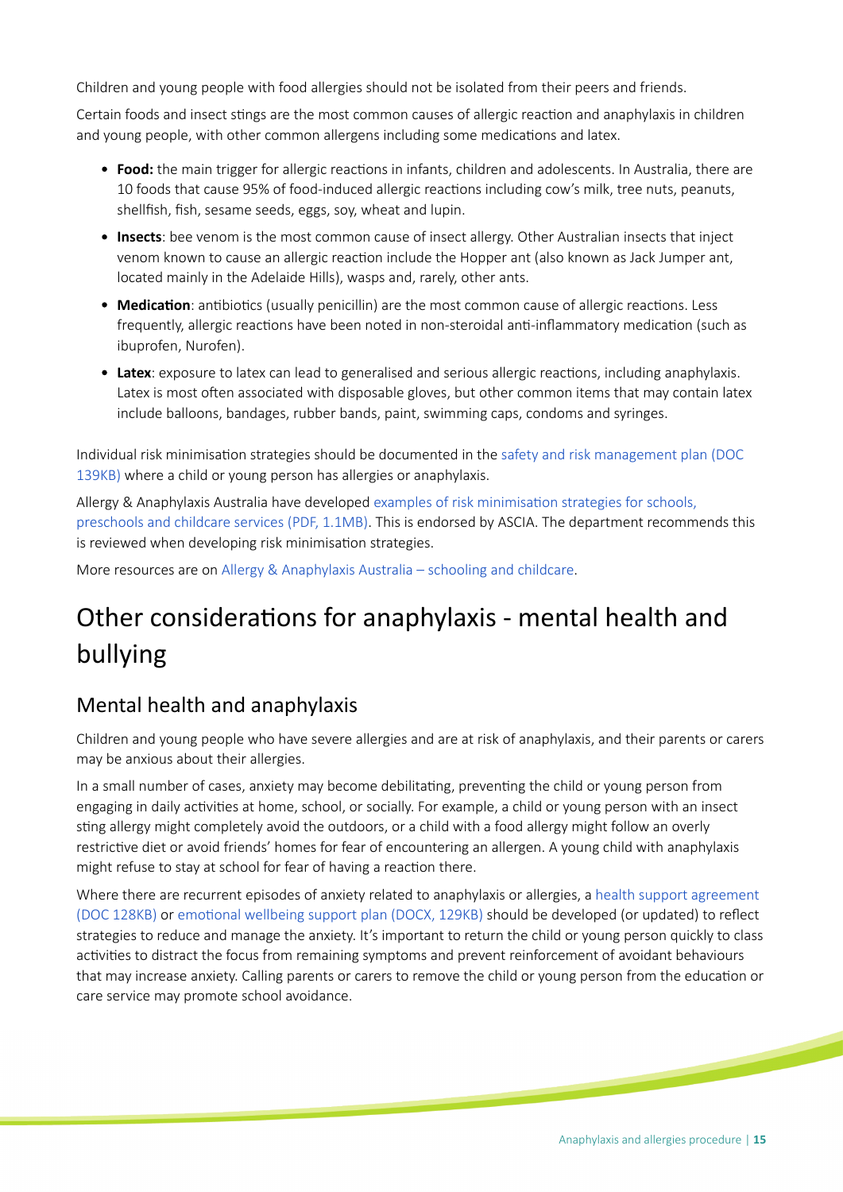Children and young people with food allergies should not be isolated from their peers and friends.

Certain foods and insect stings are the most common causes of allergic reaction and anaphylaxis in children and young people, with other common allergens including some medications and latex.

- **Food:** the main trigger for allergic reactions in infants, children and adolescents. In Australia, there are 10 foods that cause 95% of food-induced allergic reactions including cow's milk, tree nuts, peanuts, shellfish, fish, sesame seeds, eggs, soy, wheat and lupin.
- **Insects**: bee venom is the most common cause of insect allergy. Other Australian insects that inject venom known to cause an allergic reaction include the Hopper ant (also known as Jack Jumper ant, located mainly in the Adelaide Hills), wasps and, rarely, other ants.
- **Medication**: antibiotics (usually penicillin) are the most common cause of allergic reactions. Less frequently, allergic reactions have been noted in non-steroidal anti-inflammatory medication (such as ibuprofen, Nurofen).
- **Latex**: exposure to latex can lead to generalised and serious allergic reactions, including anaphylaxis. Latex is most often associated with disposable gloves, but other common items that may contain latex include balloons, bandages, rubber bands, paint, swimming caps, condoms and syringes.

Individual risk minimisation strategies should be documented in the safety and risk management plan (DOC 139KB) where a child or young person has allergies or anaphylaxis.

Allergy & Anaphylaxis Australia have developed examples of risk minimisation strategies for schools, preschools and childcare services (PDF, 1.1MB). This is endorsed by ASCIA. The department recommends this is reviewed when developing risk minimisation strategies.

More resources are on Allergy & Anaphylaxis Australia – schooling and childcare.

# Other considerations for anaphylaxis - mental health and bullying

## Mental health and anaphylaxis

Children and young people who have severe allergies and are at risk of anaphylaxis, and their parents or carers may be anxious about their allergies.

In a small number of cases, anxiety may become debilitating, preventing the child or young person from engaging in daily activities at home, school, or socially. For example, a child or young person with an insect sting allergy might completely avoid the outdoors, or a child with a food allergy might follow an overly restrictive diet or avoid friends' homes for fear of encountering an allergen. A young child with anaphylaxis might refuse to stay at school for fear of having a reaction there.

Where there are recurrent episodes of anxiety related to anaphylaxis or allergies, a health support agreement (DOC 128KB) or emotional wellbeing support plan (DOCX, 129KB) should be developed (or updated) to reflect strategies to reduce and manage the anxiety. It's important to return the child or young person quickly to class activities to distract the focus from remaining symptoms and prevent reinforcement of avoidant behaviours that may increase anxiety. Calling parents or carers to remove the child or young person from the education or care service may promote school avoidance.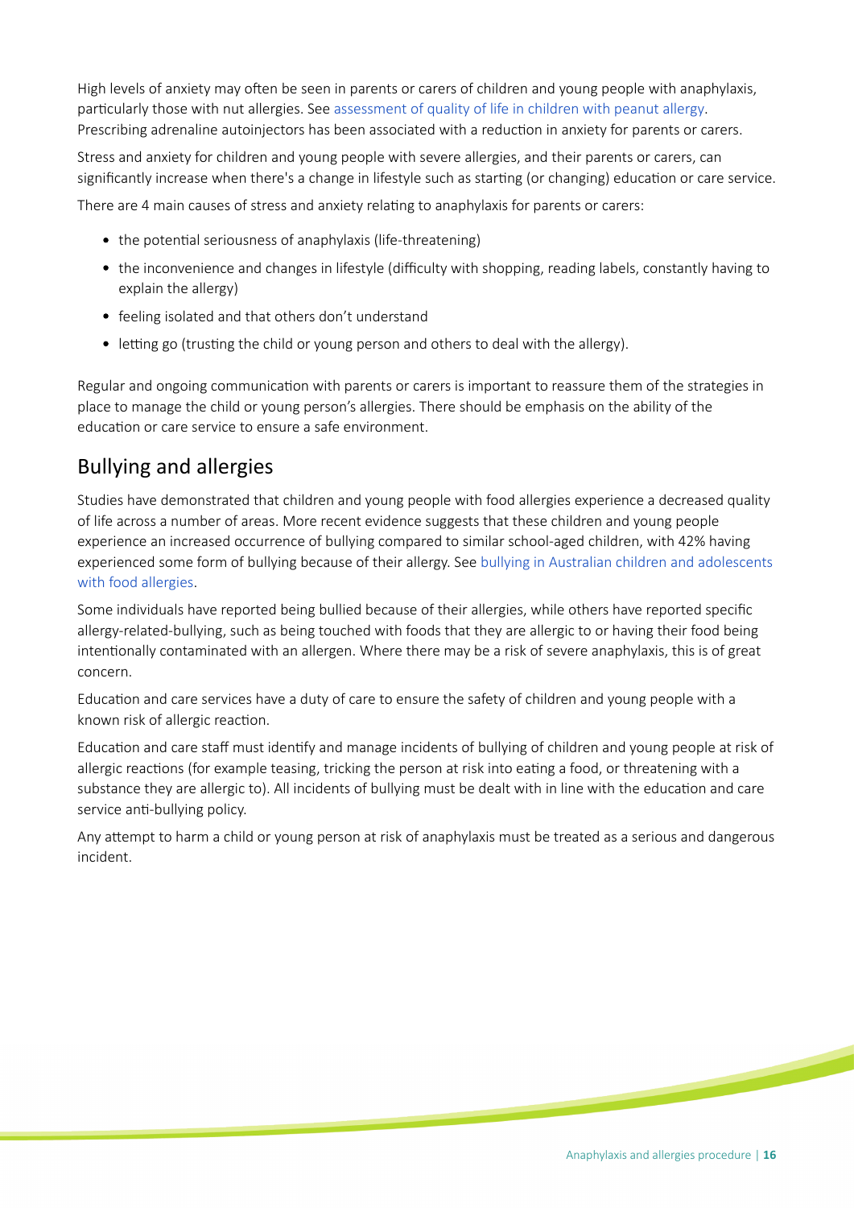High levels of anxiety may often be seen in parents or carers of children and young people with anaphylaxis, particularly those with nut allergies. See assessment of quality of life in children with peanut allergy. Prescribing adrenaline autoinjectors has been associated with a reduction in anxiety for parents or carers.

Stress and anxiety for children and young people with severe allergies, and their parents or carers, can significantly increase when there's a change in lifestyle such as starting (or changing) education or care service.

There are 4 main causes of stress and anxiety relating to anaphylaxis for parents or carers:

- the potential seriousness of anaphylaxis (life-threatening)
- the inconvenience and changes in lifestyle (difficulty with shopping, reading labels, constantly having to explain the allergy)
- feeling isolated and that others don't understand
- letting go (trusting the child or young person and others to deal with the allergy).

Regular and ongoing communication with parents or carers is important to reassure them of the strategies in place to manage the child or young person's allergies. There should be emphasis on the ability of the education or care service to ensure a safe environment.

## Bullying and allergies

Studies have demonstrated that children and young people with food allergies experience a decreased quality of life across a number of areas. More recent evidence suggests that these children and young people experience an increased occurrence of bullying compared to similar school-aged children, with 42% having experienced some form of bullying because of their allergy. See bullying in Australian children and adolescents with food allergies.

Some individuals have reported being bullied because of their allergies, while others have reported specific allergy-related-bullying, such as being touched with foods that they are allergic to or having their food being intentionally contaminated with an allergen. Where there may be a risk of severe anaphylaxis, this is of great concern.

Education and care services have a duty of care to ensure the safety of children and young people with a known risk of allergic reaction.

Education and care staff must identify and manage incidents of bullying of children and young people at risk of allergic reactions (for example teasing, tricking the person at risk into eating a food, or threatening with a substance they are allergic to). All incidents of bullying must be dealt with in line with the education and care service anti-bullying policy.

Any attempt to harm a child or young person at risk of anaphylaxis must be treated as a serious and dangerous incident.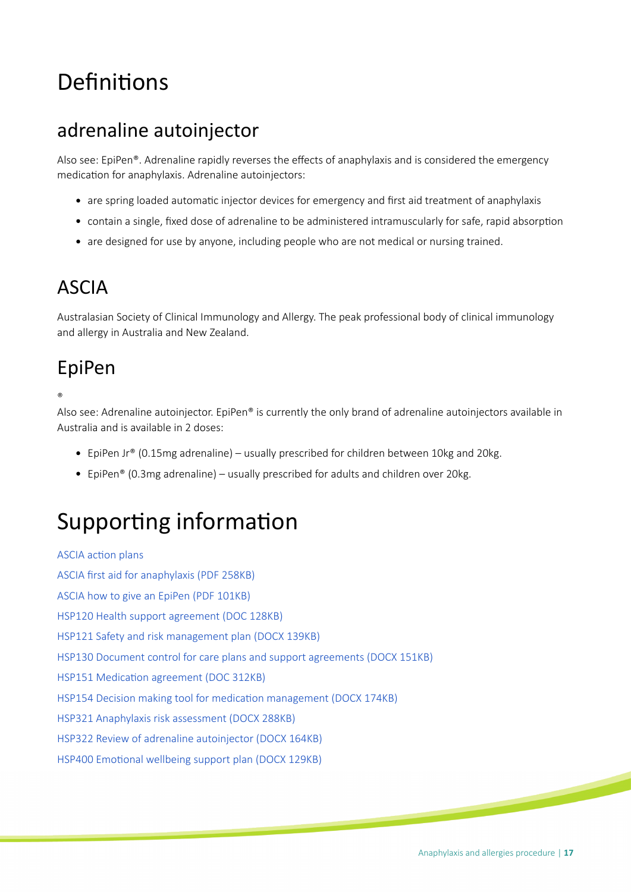# Definitions

## adrenaline autoinjector

Also see: EpiPen®. Adrenaline rapidly reverses the effects of anaphylaxis and is considered the emergency medication for anaphylaxis. Adrenaline autoinjectors:

- are spring loaded automatic injector devices for emergency and first aid treatment of anaphylaxis
- contain a single, fixed dose of adrenaline to be administered intramuscularly for safe, rapid absorption
- are designed for use by anyone, including people who are not medical or nursing trained.

## ASCIA

Australasian Society of Clinical Immunology and Allergy. The peak professional body of clinical immunology and allergy in Australia and New Zealand.

## EpiPen

®

Also see: Adrenaline autoinjector. EpiPen® is currently the only brand of adrenaline autoinjectors available in Australia and is available in 2 doses:

- EpiPen Jr® (0.15mg adrenaline) – usually prescribed for children between 10kg and 20kg.
- EpiPen® (0.3mg adrenaline) – usually prescribed for adults and children over 20kg.

# Supporting information

ASCIA action plans

ASCIA first aid for anaphylaxis (PDF 258KB)

ASCIA how to give an EpiPen (PDF 101KB)

HSP120 Health support agreement (DOC 128KB)

HSP121 Safety and risk management plan (DOCX 139KB)

HSP130 Document control for care plans and support agreements (DOCX 151KB)

HSP151 Medication agreement (DOC 312KB)

HSP154 Decision making tool for medication management (DOCX 174KB)

HSP321 Anaphylaxis risk assessment (DOCX 288KB)

HSP322 Review of adrenaline autoinjector (DOCX 164KB)

HSP400 Emotional wellbeing support plan (DOCX 129KB)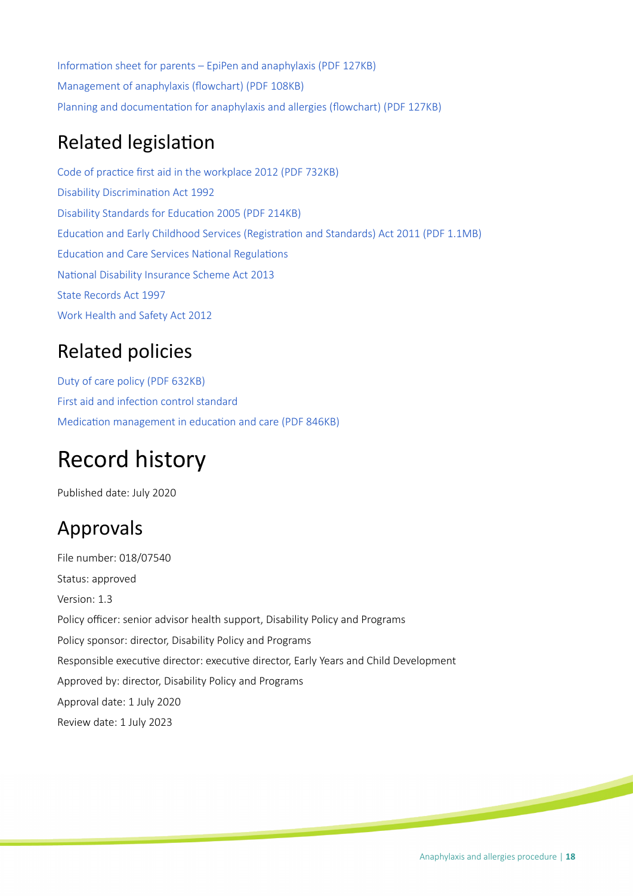Information sheet for parents – EpiPen and anaphylaxis (PDF 127KB)

Management of anaphylaxis (flowchart) (PDF 108KB)

Planning and documentation for anaphylaxis and allergies (flowchart) (PDF 127KB)

## Related legislation

Code of practice first aid in the workplace 2012 (PDF 732KB)

Disability Discrimination Act 1992

Disability Standards for Education 2005 (PDF 214KB)

Education and Early Childhood Services (Registration and Standards) Act 2011 (PDF 1.1MB)

Education and Care Services National Regulations

National Disability Insurance Scheme Act 2013

State Records Act 1997

Work Health and Safety Act 2012

## Related policies

Duty of care policy (PDF 632KB)

First aid and infection control standard

Medication management in education and care (PDF 846KB)

# Record history

Published date: July 2020

## Approvals

File number: 018/07540

Status: approved

Version: 1.3

Policy officer: senior advisor health support, Disability Policy and Programs

Policy sponsor: director, Disability Policy and Programs

Responsible executive director: executive director, Early Years and Child Development

Approved by: director, Disability Policy and Programs

Approval date: 1 July 2020

Review date: 1 July 2023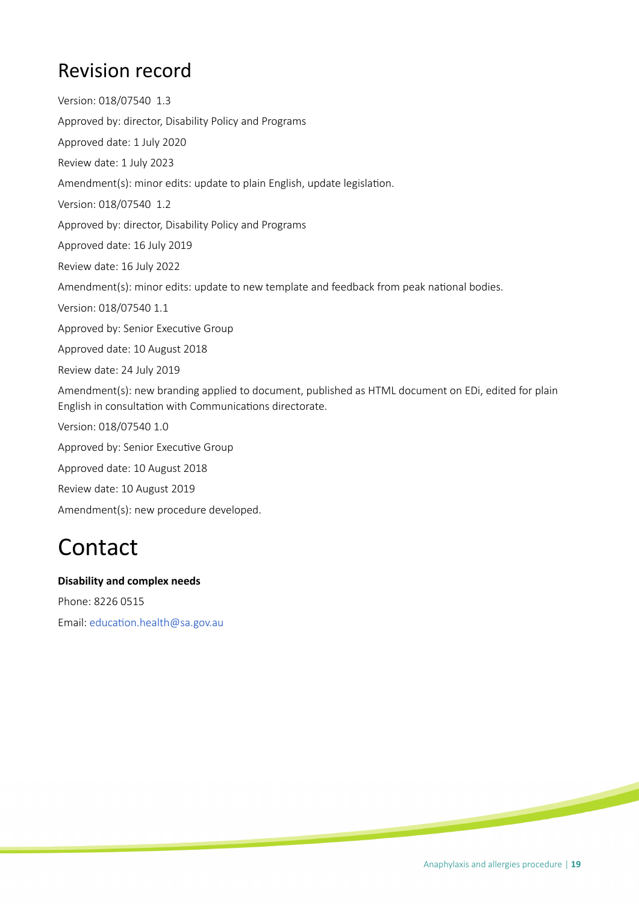## Revision record

Version: 018/07540 1.3

Approved by: director, Disability Policy and Programs

Approved date: 1 July 2020

Review date: 1 July 2023

Amendment(s): minor edits: update to plain English, update legislation.

Version: 018/07540 1.2

Approved by: director, Disability Policy and Programs

Approved date: 16 July 2019

Review date: 16 July 2022

Amendment(s): minor edits: update to new template and feedback from peak national bodies.

Version: 018/07540 1.1

Approved by: Senior Executive Group

Approved date: 10 August 2018

Review date: 24 July 2019

Amendment(s): new branding applied to document, published as HTML document on EDi, edited for plain English in consultation with Communications directorate.

Version: 018/07540 1.0

Approved by: Senior Executive Group

Approved date: 10 August 2018

Review date: 10 August 2019

Amendment(s): new procedure developed.

# Contact

**Disability and complex needs**

Phone: 8226 0515

Email: education.health@sa.gov.au